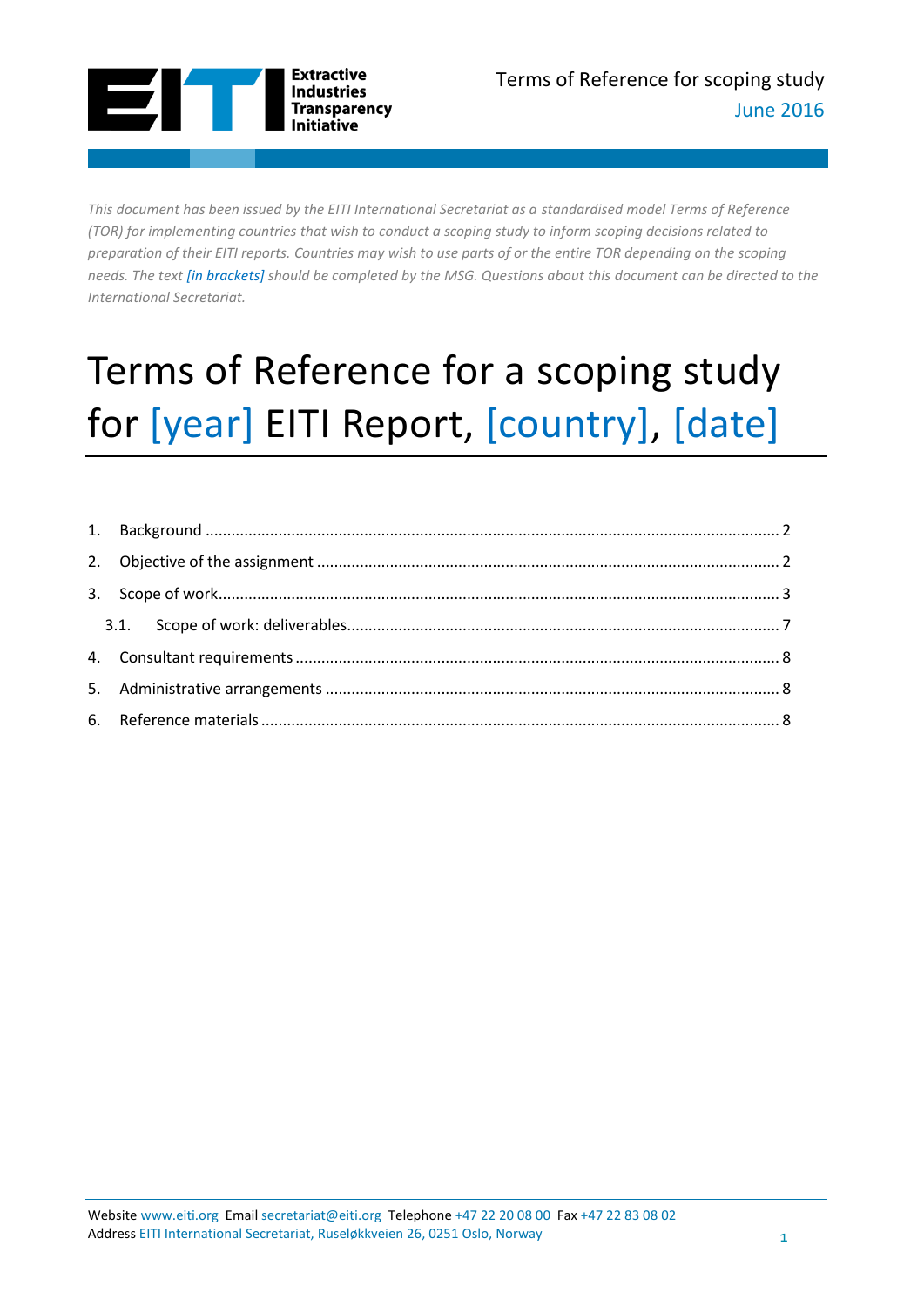Extractive Industries Transparency Initiative

Terms of Reference for scoping study
June 2016

*This document has been issued by the EITI International Secretariat as a standardised model Terms of Reference (TOR) for implementing countries that wish to conduct a scoping study to inform scoping decisions related to preparation of their EITI reports. Countries may wish to use parts of or the entire TOR depending on the scoping needs. The text [in brackets] should be completed by the MSG. Questions about this document can be directed to the International Secretariat.*

# Terms of Reference for a scoping study for [year] EITI Report, [country], [date]

1. Background ..... 2
2. Objective of the assignment ..... 2
3. Scope of work ..... 3
   - 3.1. Scope of work: deliverables ..... 7
4. Consultant requirements ..... 8
5. Administrative arrangements ..... 8
6. Reference materials ..... 8

Website www.eiti.org Email secretariat@eiti.org Telephone +47 22 20 08 00 Fax +47 22 83 08 02
Address EITI International Secretariat, Ruseløkkveien 26, 0251 Oslo, Norway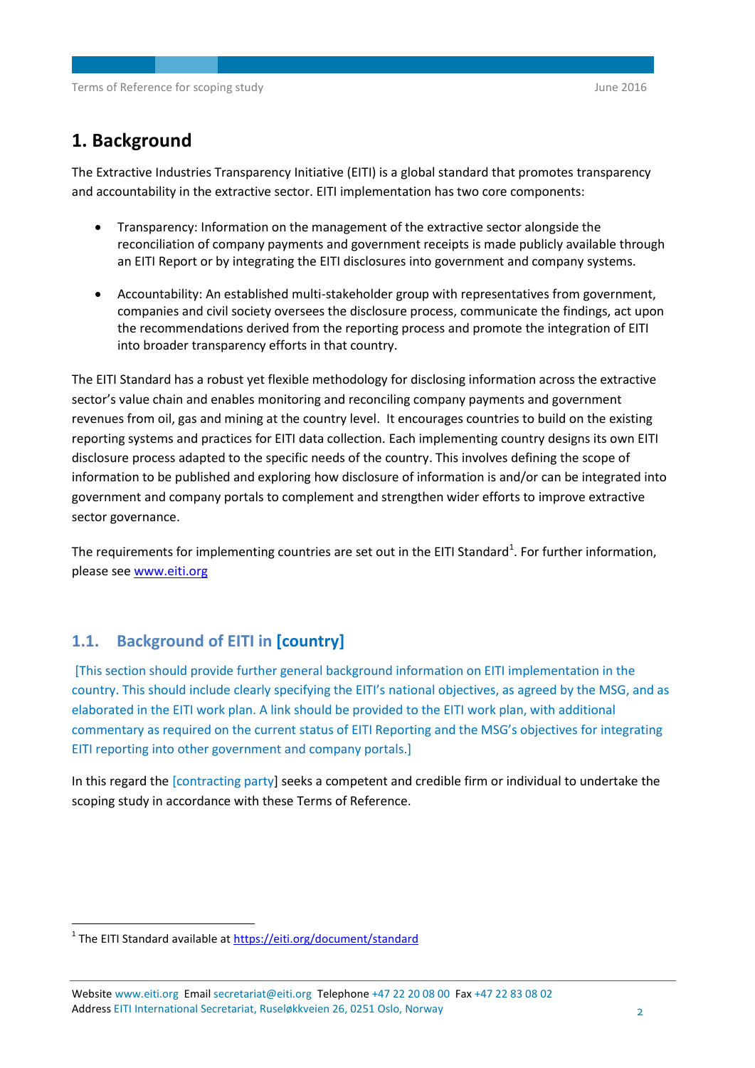# 1. Background

The Extractive Industries Transparency Initiative (EITI) is a global standard that promotes transparency and accountability in the extractive sector. EITI implementation has two core components:

- Transparency: Information on the management of the extractive sector alongside the reconciliation of company payments and government receipts is made publicly available through an EITI Report or by integrating the EITI disclosures into government and company systems.
- Accountability: An established multi-stakeholder group with representatives from government, companies and civil society oversees the disclosure process, communicate the findings, act upon the recommendations derived from the reporting process and promote the integration of EITI into broader transparency efforts in that country.

The EITI Standard has a robust yet flexible methodology for disclosing information across the extractive sector's value chain and enables monitoring and reconciling company payments and government revenues from oil, gas and mining at the country level. It encourages countries to build on the existing reporting systems and practices for EITI data collection. Each implementing country designs its own EITI disclosure process adapted to the specific needs of the country. This involves defining the scope of information to be published and exploring how disclosure of information is and/or can be integrated into government and company portals to complement and strengthen wider efforts to improve extractive sector governance.

The requirements for implementing countries are set out in the EITI Standard[1]. For further information, please see www.eiti.org

## 1.1. Background of EITI in [country]

[This section should provide further general background information on EITI implementation in the country. This should include clearly specifying the EITI's national objectives, as agreed by the MSG, and as elaborated in the EITI work plan. A link should be provided to the EITI work plan, with additional commentary as required on the current status of EITI Reporting and the MSG's objectives for integrating EITI reporting into other government and company portals.]

In this regard the [contracting party] seeks a competent and credible firm or individual to undertake the scoping study in accordance with these Terms of Reference.

[1] The EITI Standard available at https://eiti.org/document/standard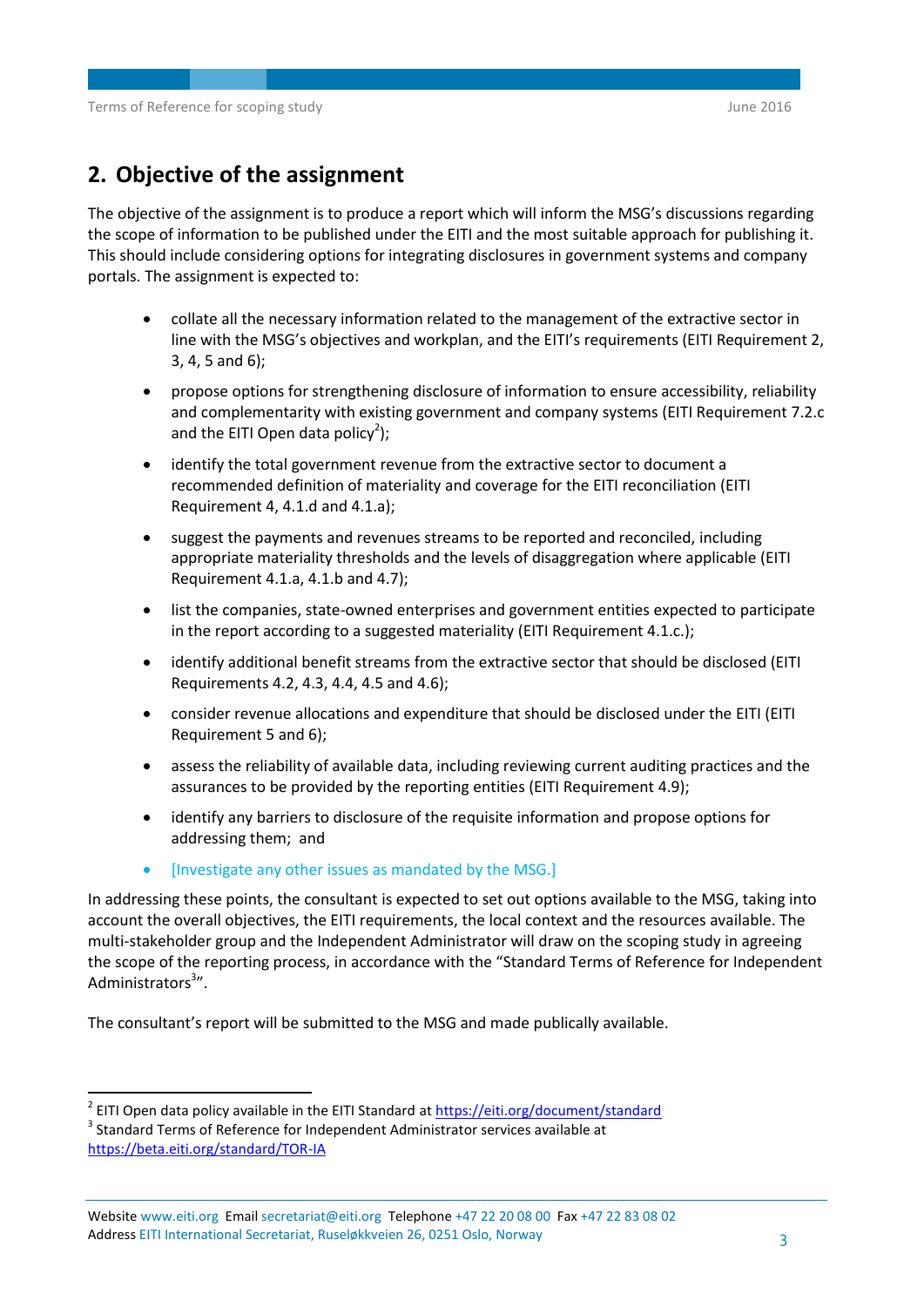## 2. Objective of the assignment

The objective of the assignment is to produce a report which will inform the MSG's discussions regarding the scope of information to be published under the EITI and the most suitable approach for publishing it. This should include considering options for integrating disclosures in government systems and company portals. The assignment is expected to:

- collate all the necessary information related to the management of the extractive sector in line with the MSG's objectives and workplan, and the EITI's requirements (EITI Requirement 2, 3, 4, 5 and 6);
- propose options for strengthening disclosure of information to ensure accessibility, reliability and complementarity with existing government and company systems (EITI Requirement 7.2.c and the EITI Open data policy[2]);
- identify the total government revenue from the extractive sector to document a recommended definition of materiality and coverage for the EITI reconciliation (EITI Requirement 4, 4.1.d and 4.1.a);
- suggest the payments and revenues streams to be reported and reconciled, including appropriate materiality thresholds and the levels of disaggregation where applicable (EITI Requirement 4.1.a, 4.1.b and 4.7);
- list the companies, state-owned enterprises and government entities expected to participate in the report according to a suggested materiality (EITI Requirement 4.1.c.);
- identify additional benefit streams from the extractive sector that should be disclosed (EITI Requirements 4.2, 4.3, 4.4, 4.5 and 4.6);
- consider revenue allocations and expenditure that should be disclosed under the EITI (EITI Requirement 5 and 6);
- assess the reliability of available data, including reviewing current auditing practices and the assurances to be provided by the reporting entities (EITI Requirement 4.9);
- identify any barriers to disclosure of the requisite information and propose options for addressing them; and
- [Investigate any other issues as mandated by the MSG.]

In addressing these points, the consultant is expected to set out options available to the MSG, taking into account the overall objectives, the EITI requirements, the local context and the resources available. The multi-stakeholder group and the Independent Administrator will draw on the scoping study in agreeing the scope of the reporting process, in accordance with the "Standard Terms of Reference for Independent Administrators[3]".

The consultant's report will be submitted to the MSG and made publically available.

---

[2] EITI Open data policy available in the EITI Standard at https://eiti.org/document/standard

[3] Standard Terms of Reference for Independent Administrator services available at https://beta.eiti.org/standard/TOR-IA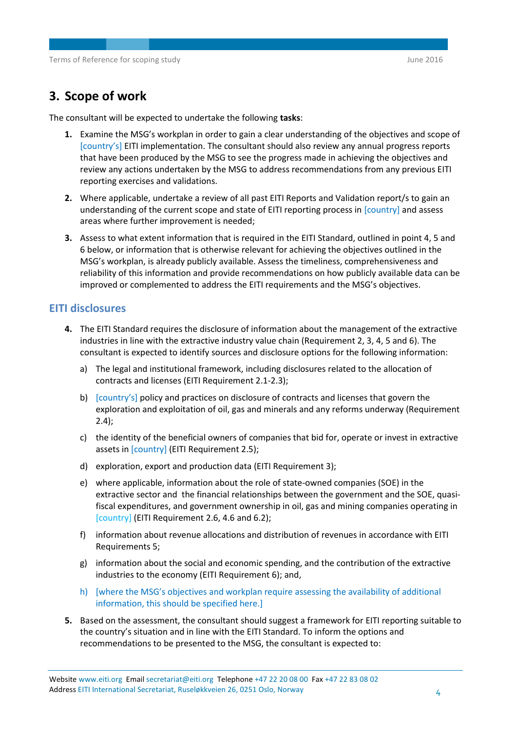## 3. Scope of work

The consultant will be expected to undertake the following **tasks**:

1. Examine the MSG's workplan in order to gain a clear understanding of the objectives and scope of [country's] EITI implementation. The consultant should also review any annual progress reports that have been produced by the MSG to see the progress made in achieving the objectives and review any actions undertaken by the MSG to address recommendations from any previous EITI reporting exercises and validations.
2. Where applicable, undertake a review of all past EITI Reports and Validation report/s to gain an understanding of the current scope and state of EITI reporting process in [country] and assess areas where further improvement is needed;
3. Assess to what extent information that is required in the EITI Standard, outlined in point 4, 5 and 6 below, or information that is otherwise relevant for achieving the objectives outlined in the MSG's workplan, is already publicly available. Assess the timeliness, comprehensiveness and reliability of this information and provide recommendations on how publicly available data can be improved or complemented to address the EITI requirements and the MSG's objectives.

### EITI disclosures

4. The EITI Standard requires the disclosure of information about the management of the extractive industries in line with the extractive industry value chain (Requirement 2, 3, 4, 5 and 6). The consultant is expected to identify sources and disclosure options for the following information:
   a) The legal and institutional framework, including disclosures related to the allocation of contracts and licenses (EITI Requirement 2.1-2.3);
   b) [country's] policy and practices on disclosure of contracts and licenses that govern the exploration and exploitation of oil, gas and minerals and any reforms underway (Requirement 2.4);
   c) the identity of the beneficial owners of companies that bid for, operate or invest in extractive assets in [country] (EITI Requirement 2.5);
   d) exploration, export and production data (EITI Requirement 3);
   e) where applicable, information about the role of state-owned companies (SOE) in the extractive sector and the financial relationships between the government and the SOE, quasi-fiscal expenditures, and government ownership in oil, gas and mining companies operating in [country] (EITI Requirement 2.6, 4.6 and 6.2);
   f) information about revenue allocations and distribution of revenues in accordance with EITI Requirements 5;
   g) information about the social and economic spending, and the contribution of the extractive industries to the economy (EITI Requirement 6); and,
   h) [where the MSG's objectives and workplan require assessing the availability of additional information, this should be specified here.]
5. Based on the assessment, the consultant should suggest a framework for EITI reporting suitable to the country's situation and in line with the EITI Standard. To inform the options and recommendations to be presented to the MSG, the consultant is expected to: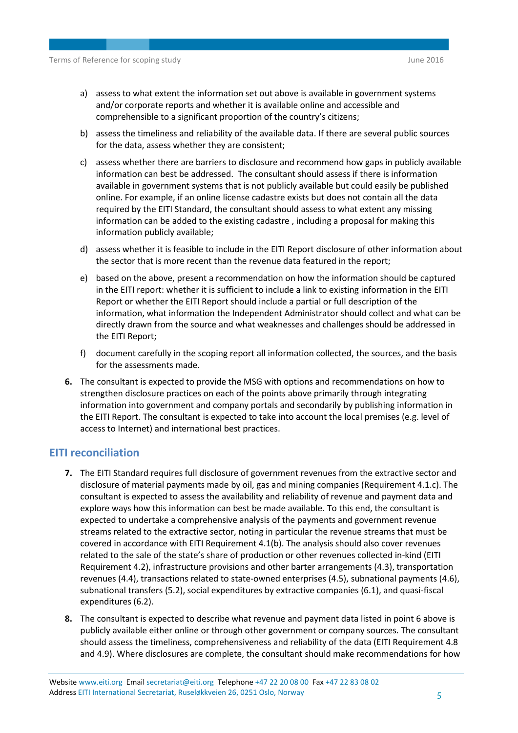a) assess to what extent the information set out above is available in government systems and/or corporate reports and whether it is available online and accessible and comprehensible to a significant proportion of the country's citizens;

b) assess the timeliness and reliability of the available data. If there are several public sources for the data, assess whether they are consistent;

c) assess whether there are barriers to disclosure and recommend how gaps in publicly available information can best be addressed. The consultant should assess if there is information available in government systems that is not publicly available but could easily be published online. For example, if an online license cadastre exists but does not contain all the data required by the EITI Standard, the consultant should assess to what extent any missing information can be added to the existing cadastre , including a proposal for making this information publicly available;

d) assess whether it is feasible to include in the EITI Report disclosure of other information about the sector that is more recent than the revenue data featured in the report;

e) based on the above, present a recommendation on how the information should be captured in the EITI report: whether it is sufficient to include a link to existing information in the EITI Report or whether the EITI Report should include a partial or full description of the information, what information the Independent Administrator should collect and what can be directly drawn from the source and what weaknesses and challenges should be addressed in the EITI Report;

f) document carefully in the scoping report all information collected, the sources, and the basis for the assessments made.

**6.** The consultant is expected to provide the MSG with options and recommendations on how to strengthen disclosure practices on each of the points above primarily through integrating information into government and company portals and secondarily by publishing information in the EITI Report. The consultant is expected to take into account the local premises (e.g. level of access to Internet) and international best practices.

## EITI reconciliation

**7.** The EITI Standard requires full disclosure of government revenues from the extractive sector and disclosure of material payments made by oil, gas and mining companies (Requirement 4.1.c). The consultant is expected to assess the availability and reliability of revenue and payment data and explore ways how this information can best be made available. To this end, the consultant is expected to undertake a comprehensive analysis of the payments and government revenue streams related to the extractive sector, noting in particular the revenue streams that must be covered in accordance with EITI Requirement 4.1(b). The analysis should also cover revenues related to the sale of the state's share of production or other revenues collected in-kind (EITI Requirement 4.2), infrastructure provisions and other barter arrangements (4.3), transportation revenues (4.4), transactions related to state-owned enterprises (4.5), subnational payments (4.6), subnational transfers (5.2), social expenditures by extractive companies (6.1), and quasi-fiscal expenditures (6.2).

**8.** The consultant is expected to describe what revenue and payment data listed in point 6 above is publicly available either online or through other government or company sources. The consultant should assess the timeliness, comprehensiveness and reliability of the data (EITI Requirement 4.8 and 4.9). Where disclosures are complete, the consultant should make recommendations for how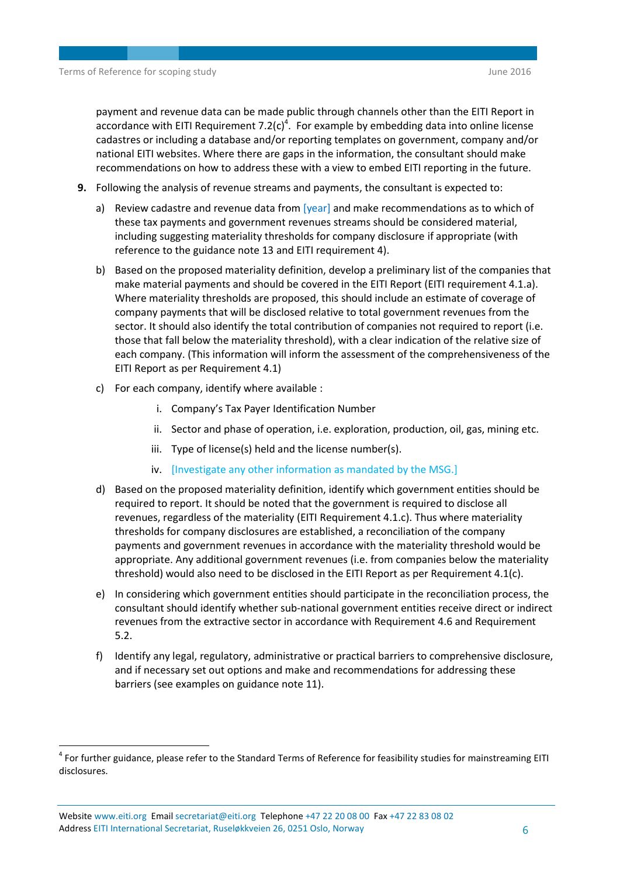payment and revenue data can be made public through channels other than the EITI Report in accordance with EITI Requirement 7.2(c)[4]. For example by embedding data into online license cadastres or including a database and/or reporting templates on government, company and/or national EITI websites. Where there are gaps in the information, the consultant should make recommendations on how to address these with a view to embed EITI reporting in the future.

**9.** Following the analysis of revenue streams and payments, the consultant is expected to:

a) Review cadastre and revenue data from [year] and make recommendations as to which of these tax payments and government revenues streams should be considered material, including suggesting materiality thresholds for company disclosure if appropriate (with reference to the guidance note 13 and EITI requirement 4).

b) Based on the proposed materiality definition, develop a preliminary list of the companies that make material payments and should be covered in the EITI Report (EITI requirement 4.1.a). Where materiality thresholds are proposed, this should include an estimate of coverage of company payments that will be disclosed relative to total government revenues from the sector. It should also identify the total contribution of companies not required to report (i.e. those that fall below the materiality threshold), with a clear indication of the relative size of each company. (This information will inform the assessment of the comprehensiveness of the EITI Report as per Requirement 4.1)

c) For each company, identify where available :

   i. Company's Tax Payer Identification Number

   ii. Sector and phase of operation, i.e. exploration, production, oil, gas, mining etc.

   iii. Type of license(s) held and the license number(s).

   iv. [Investigate any other information as mandated by the MSG.]

d) Based on the proposed materiality definition, identify which government entities should be required to report. It should be noted that the government is required to disclose all revenues, regardless of the materiality (EITI Requirement 4.1.c). Thus where materiality thresholds for company disclosures are established, a reconciliation of the company payments and government revenues in accordance with the materiality threshold would be appropriate. Any additional government revenues (i.e. from companies below the materiality threshold) would also need to be disclosed in the EITI Report as per Requirement 4.1(c).

e) In considering which government entities should participate in the reconciliation process, the consultant should identify whether sub-national government entities receive direct or indirect revenues from the extractive sector in accordance with Requirement 4.6 and Requirement 5.2.

f) Identify any legal, regulatory, administrative or practical barriers to comprehensive disclosure, and if necessary set out options and make and recommendations for addressing these barriers (see examples on guidance note 11).

---

[4] For further guidance, please refer to the Standard Terms of Reference for feasibility studies for mainstreaming EITI disclosures.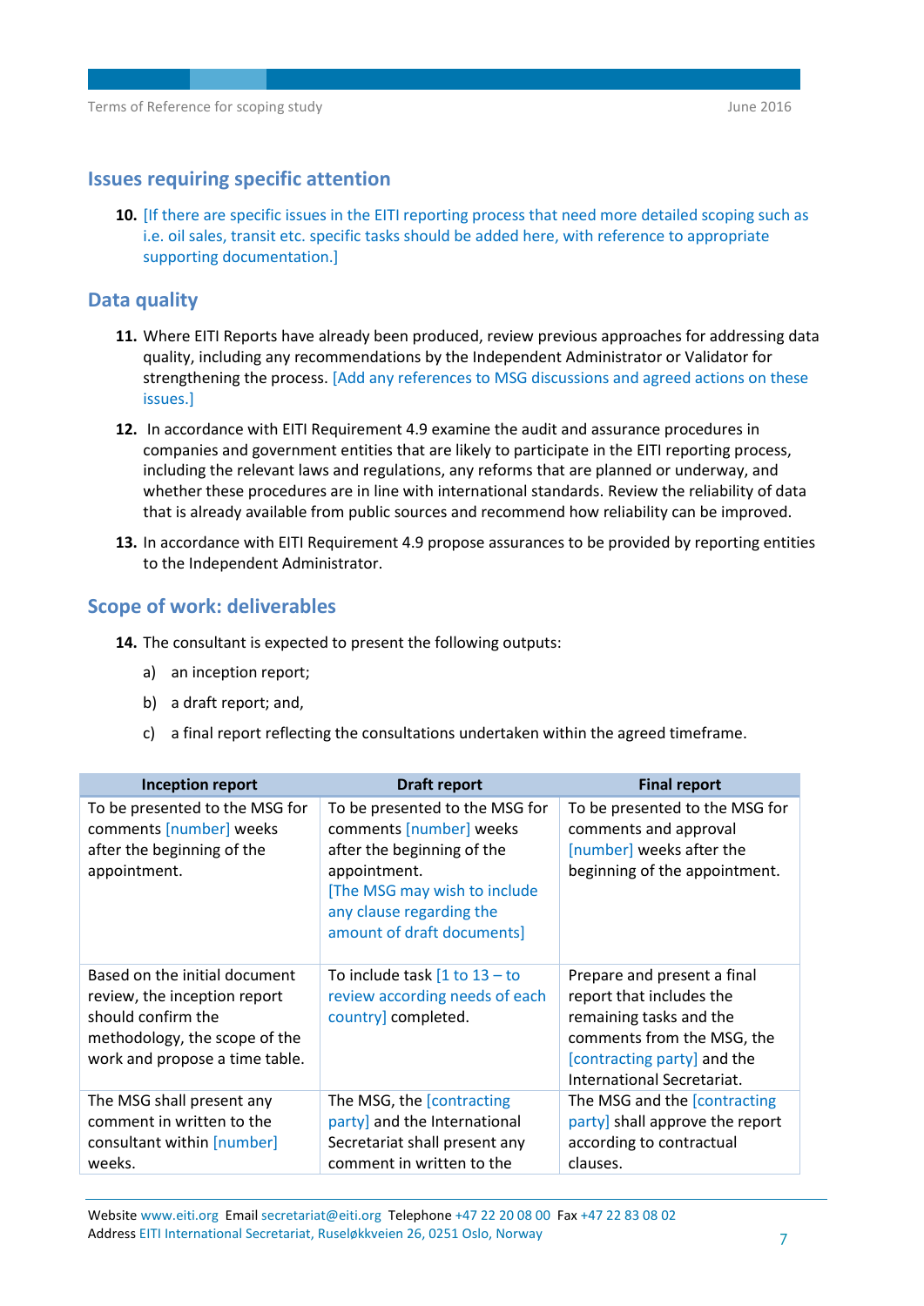## Issues requiring specific attention

10. [If there are specific issues in the EITI reporting process that need more detailed scoping such as i.e. oil sales, transit etc. specific tasks should be added here, with reference to appropriate supporting documentation.]

## Data quality

11. Where EITI Reports have already been produced, review previous approaches for addressing data quality, including any recommendations by the Independent Administrator or Validator for strengthening the process. [Add any references to MSG discussions and agreed actions on these issues.]

12. In accordance with EITI Requirement 4.9 examine the audit and assurance procedures in companies and government entities that are likely to participate in the EITI reporting process, including the relevant laws and regulations, any reforms that are planned or underway, and whether these procedures are in line with international standards. Review the reliability of data that is already available from public sources and recommend how reliability can be improved.

13. In accordance with EITI Requirement 4.9 propose assurances to be provided by reporting entities to the Independent Administrator.

## Scope of work: deliverables

14. The consultant is expected to present the following outputs:

    a) an inception report;

    b) a draft report; and,

    c) a final report reflecting the consultations undertaken within the agreed timeframe.

| Inception report | Draft report | Final report |
|---|---|---|
| To be presented to the MSG for comments [number] weeks after the beginning of the appointment. | To be presented to the MSG for comments [number] weeks after the beginning of the appointment. [The MSG may wish to include any clause regarding the amount of draft documents] | To be presented to the MSG for comments and approval [number] weeks after the beginning of the appointment. |
| Based on the initial document review, the inception report should confirm the methodology, the scope of the work and propose a time table. | To include task [1 to 13 – to review according needs of each country] completed. | Prepare and present a final report that includes the remaining tasks and the comments from the MSG, the [contracting party] and the International Secretariat. |
| The MSG shall present any comment in written to the consultant within [number] weeks. | The MSG, the [contracting party] and the International Secretariat shall present any comment in written to the | The MSG and the [contracting party] shall approve the report according to contractual clauses. |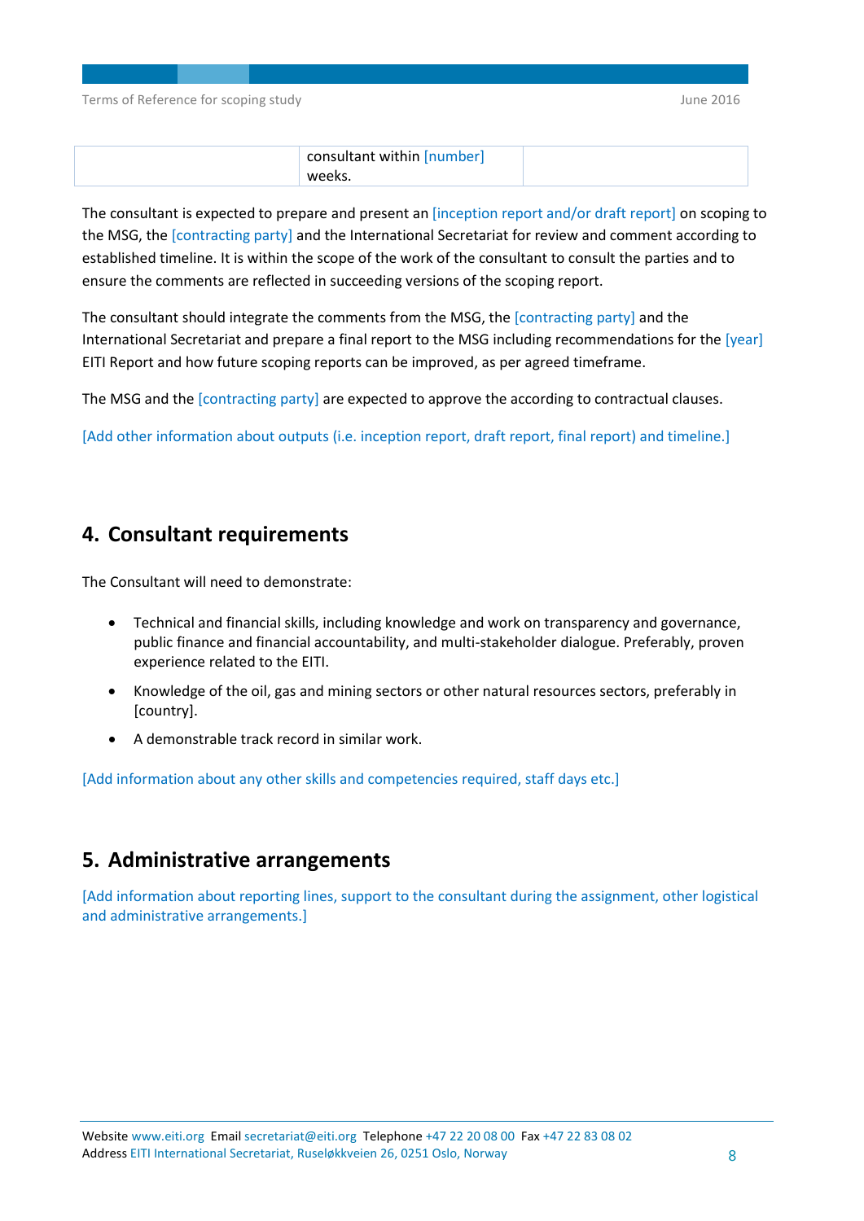|  | consultant within [number] weeks. |  |
|---|---|---|

The consultant is expected to prepare and present an [inception report and/or draft report] on scoping to the MSG, the [contracting party] and the International Secretariat for review and comment according to established timeline. It is within the scope of the work of the consultant to consult the parties and to ensure the comments are reflected in succeeding versions of the scoping report.

The consultant should integrate the comments from the MSG, the [contracting party] and the International Secretariat and prepare a final report to the MSG including recommendations for the [year] EITI Report and how future scoping reports can be improved, as per agreed timeframe.

The MSG and the [contracting party] are expected to approve the according to contractual clauses.

[Add other information about outputs (i.e. inception report, draft report, final report) and timeline.]

## 4. Consultant requirements

The Consultant will need to demonstrate:

- Technical and financial skills, including knowledge and work on transparency and governance, public finance and financial accountability, and multi-stakeholder dialogue. Preferably, proven experience related to the EITI.
- Knowledge of the oil, gas and mining sectors or other natural resources sectors, preferably in [country].
- A demonstrable track record in similar work.

[Add information about any other skills and competencies required, staff days etc.]

## 5. Administrative arrangements

[Add information about reporting lines, support to the consultant during the assignment, other logistical and administrative arrangements.]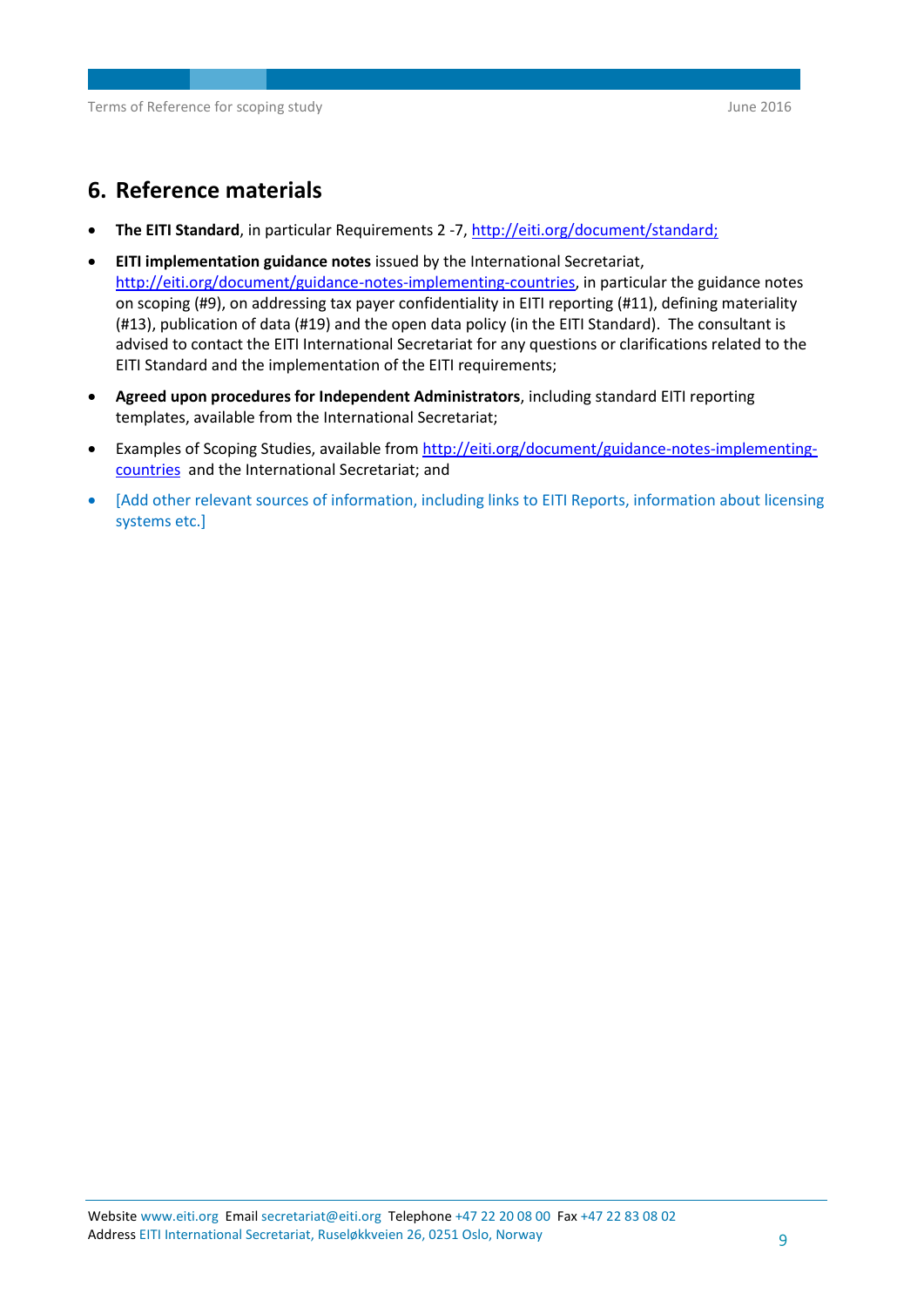## 6. Reference materials

- **The EITI Standard**, in particular Requirements 2 -7, http://eiti.org/document/standard;
- **EITI implementation guidance notes** issued by the International Secretariat, http://eiti.org/document/guidance-notes-implementing-countries, in particular the guidance notes on scoping (#9), on addressing tax payer confidentiality in EITI reporting (#11), defining materiality (#13), publication of data (#19) and the open data policy (in the EITI Standard). The consultant is advised to contact the EITI International Secretariat for any questions or clarifications related to the EITI Standard and the implementation of the EITI requirements;
- **Agreed upon procedures for Independent Administrators**, including standard EITI reporting templates, available from the International Secretariat;
- Examples of Scoping Studies, available from http://eiti.org/document/guidance-notes-implementing-countries and the International Secretariat; and
- [Add other relevant sources of information, including links to EITI Reports, information about licensing systems etc.]